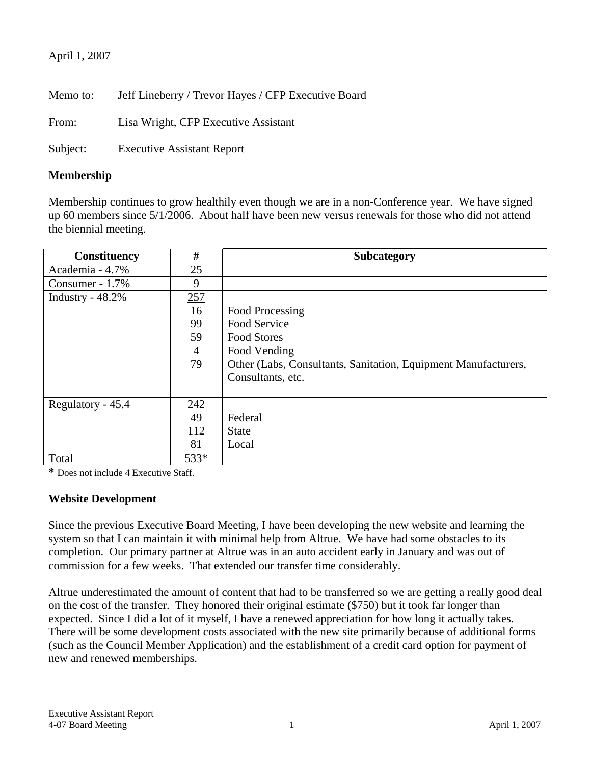April 1, 2007

Memo to: Jeff Lineberry / Trevor Hayes / CFP Executive Board

From: Lisa Wright, CFP Executive Assistant

Subject: Executive Assistant Report

**Membership**

Membership continues to grow healthily even though we are in a non-Conference year. We have signed up 60 members since 5/1/2006. About half have been new versus renewals for those who did not attend the biennial meeting.

| Constituency | # | Subcategory |
|---|---|---|
| Academia - 4.7% | 25 | |
| Consumer - 1.7% | 9 | |
| Industry - 48.2% | 257 | |
| | 16 | Food Processing |
| | 99 | Food Service |
| | 59 | Food Stores |
| | 4 | Food Vending |
| | 79 | Other (Labs, Consultants, Sanitation, Equipment Manufacturers, Consultants, etc. |
| Regulatory - 45.4 | 242 | |
| | 49 | Federal |
| | 112 | State |
| | 81 | Local |
| Total | 533* | |

**\*** Does not include 4 Executive Staff.

**Website Development**

Since the previous Executive Board Meeting, I have been developing the new website and learning the system so that I can maintain it with minimal help from Altrue. We have had some obstacles to its completion. Our primary partner at Altrue was in an auto accident early in January and was out of commission for a few weeks. That extended our transfer time considerably.

Altrue underestimated the amount of content that had to be transferred so we are getting a really good deal on the cost of the transfer. They honored their original estimate ($750) but it took far longer than expected. Since I did a lot of it myself, I have a renewed appreciation for how long it actually takes. There will be some development costs associated with the new site primarily because of additional forms (such as the Council Member Application) and the establishment of a credit card option for payment of new and renewed memberships.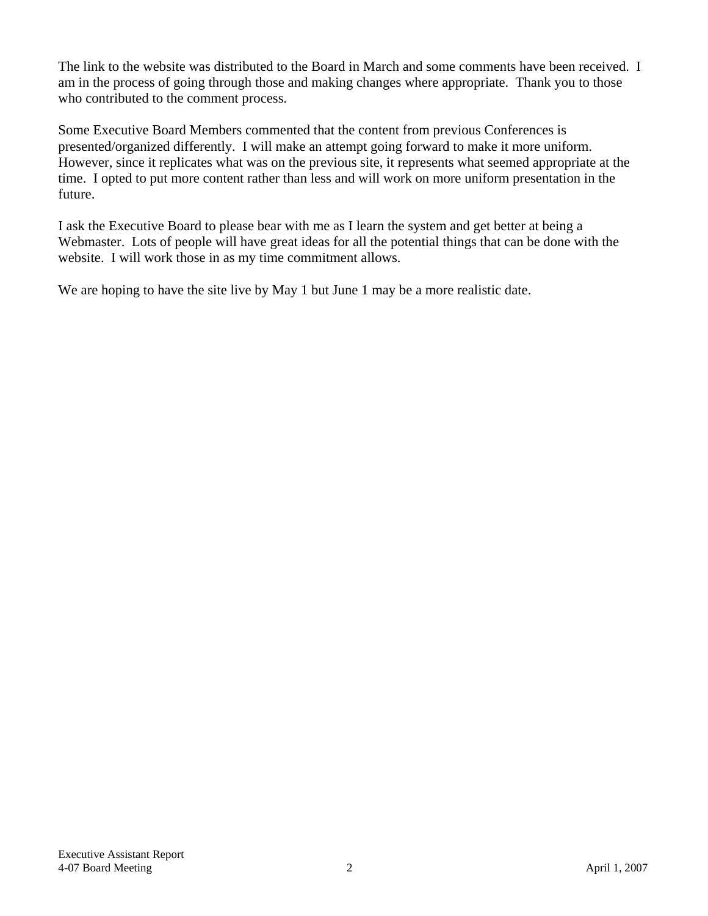The link to the website was distributed to the Board in March and some comments have been received. I am in the process of going through those and making changes where appropriate. Thank you to those who contributed to the comment process.

Some Executive Board Members commented that the content from previous Conferences is presented/organized differently. I will make an attempt going forward to make it more uniform. However, since it replicates what was on the previous site, it represents what seemed appropriate at the time. I opted to put more content rather than less and will work on more uniform presentation in the future.

I ask the Executive Board to please bear with me as I learn the system and get better at being a Webmaster. Lots of people will have great ideas for all the potential things that can be done with the website. I will work those in as my time commitment allows.

We are hoping to have the site live by May 1 but June 1 may be a more realistic date.